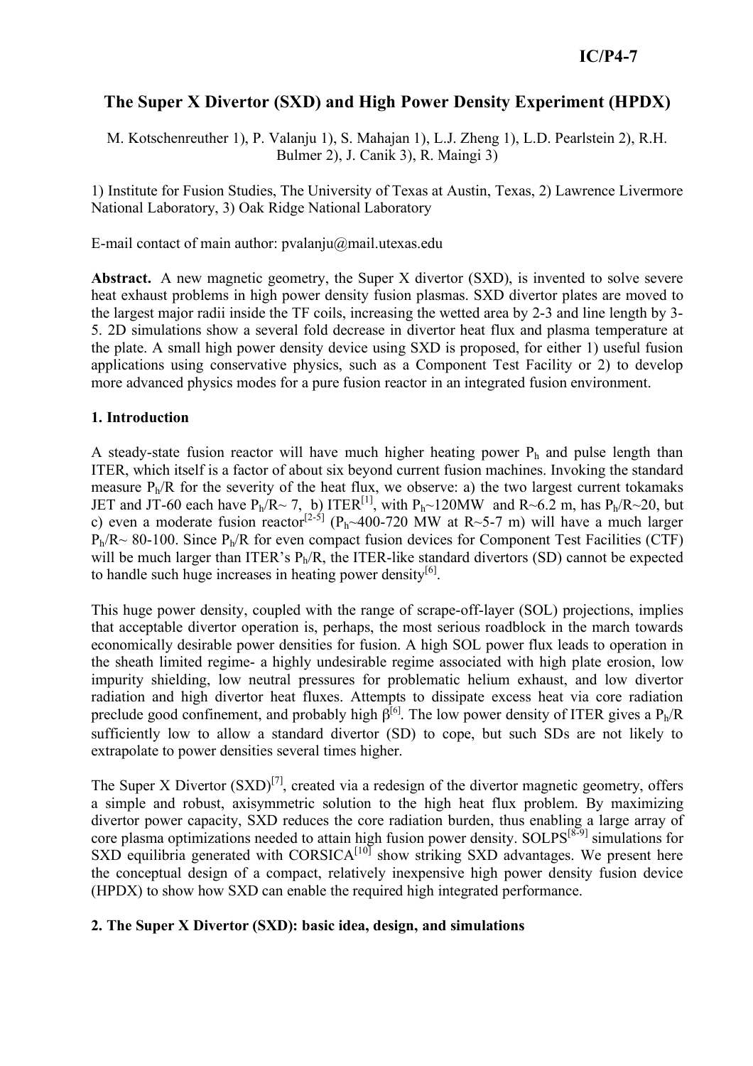# The Super X Divertor (SXD) and High Power Density Experiment (HPDX)

M. Kotschenreuther 1), P. Valanju 1), S. Mahajan 1), L.J. Zheng 1), L.D. Pearlstein 2), R.H. Bulmer 2), J. Canik 3), R. Maingi 3)

1) Institute for Fusion Studies, The University of Texas at Austin, Texas, 2) Lawrence Livermore National Laboratory, 3) Oak Ridge National Laboratory

E-mail contact of main author: pvalanju@mail.utexas.edu

**Abstract.** A new magnetic geometry, the Super X divertor (SXD), is invented to solve severe heat exhaust problems in high power density fusion plasmas. SXD divertor plates are moved to the largest major radii inside the TF coils, increasing the wetted area by 2-3 and line length by 3-5. 2D simulations show a several fold decrease in divertor heat flux and plasma temperature at the plate. A small high power density device using SXD is proposed, for either 1) useful fusion applications using conservative physics, such as a Component Test Facility or 2) to develop more advanced physics modes for a pure fusion reactor in an integrated fusion environment.

## 1. Introduction

A steady-state fusion reactor will have much higher heating power $P_h$ and pulse length than ITER, which itself is a factor of about six beyond current fusion machines. Invoking the standard measure $P_h/R$ for the severity of the heat flux, we observe: a) the two largest current tokamaks JET and JT-60 each have $P_h/R \sim 7$, b) ITER[1], with $P_h \sim 120$MW and $R \sim 6.2$ m, has $P_h/R \sim 20$, but c) even a moderate fusion reactor[2-5] ($P_h \sim 400$-$720$ MW at $R \sim 5$-$7$ m) will have a much larger $P_h/R \sim 80$-$100$. Since $P_h/R$ for even compact fusion devices for Component Test Facilities (CTF) will be much larger than ITER's $P_h/R$, the ITER-like standard divertors (SD) cannot be expected to handle such huge increases in heating power density[6].

This huge power density, coupled with the range of scrape-off-layer (SOL) projections, implies that acceptable divertor operation is, perhaps, the most serious roadblock in the march towards economically desirable power densities for fusion. A high SOL power flux leads to operation in the sheath limited regime- a highly undesirable regime associated with high plate erosion, low impurity shielding, low neutral pressures for problematic helium exhaust, and low divertor radiation and high divertor heat fluxes. Attempts to dissipate excess heat via core radiation preclude good confinement, and probably high $\beta$[6]. The low power density of ITER gives a $P_h/R$ sufficiently low to allow a standard divertor (SD) to cope, but such SDs are not likely to extrapolate to power densities several times higher.

The Super X Divertor (SXD)[7], created via a redesign of the divertor magnetic geometry, offers a simple and robust, axisymmetric solution to the high heat flux problem. By maximizing divertor power capacity, SXD reduces the core radiation burden, thus enabling a large array of core plasma optimizations needed to attain high fusion power density. SOLPS[8-9] simulations for SXD equilibria generated with CORSICA[10] show striking SXD advantages. We present here the conceptual design of a compact, relatively inexpensive high power density fusion device (HPDX) to show how SXD can enable the required high integrated performance.

## 2. The Super X Divertor (SXD): basic idea, design, and simulations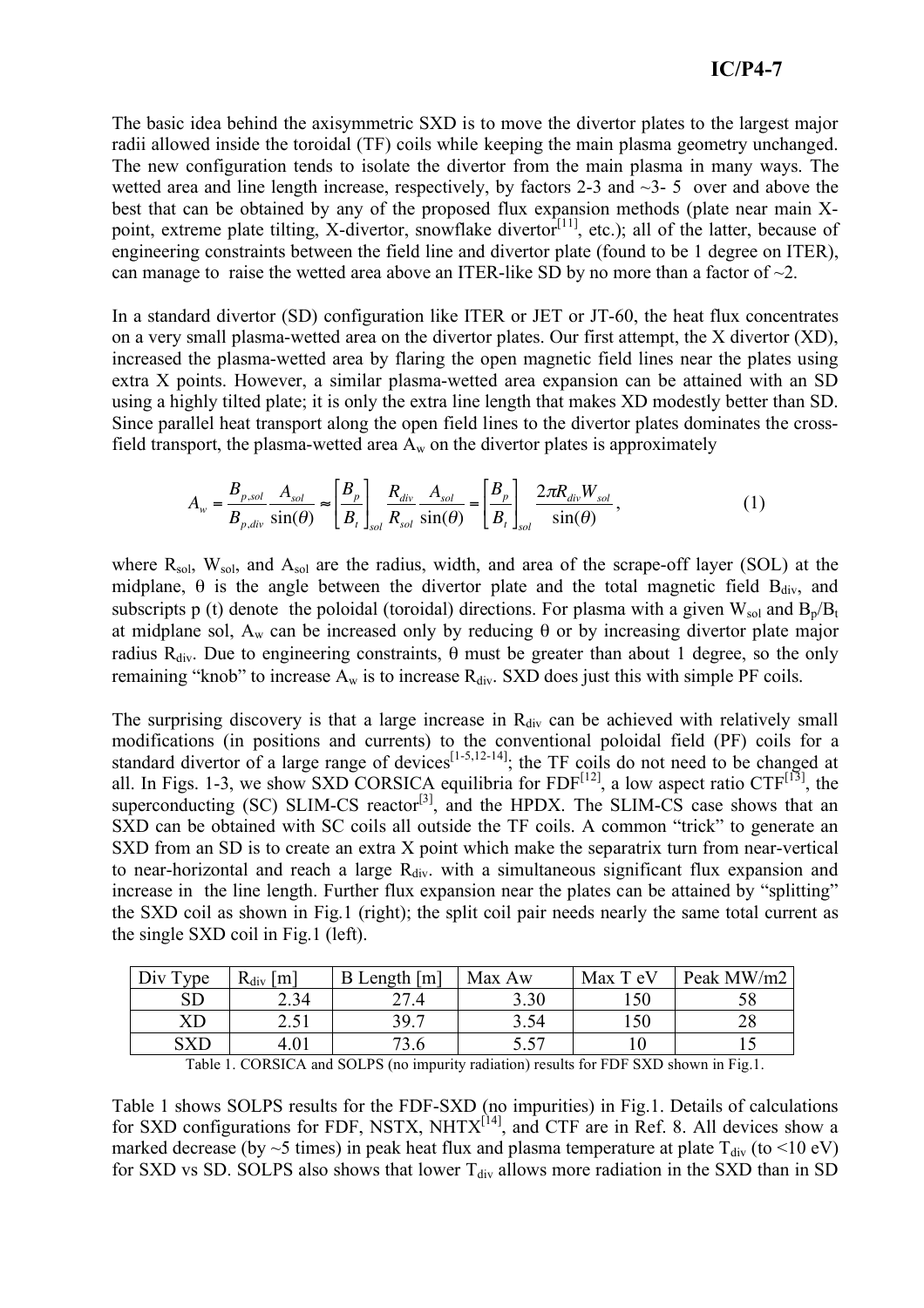The basic idea behind the axisymmetric SXD is to move the divertor plates to the largest major radii allowed inside the toroidal (TF) coils while keeping the main plasma geometry unchanged. The new configuration tends to isolate the divertor from the main plasma in many ways. The wetted area and line length increase, respectively, by factors 2-3 and ~3- 5 over and above the best that can be obtained by any of the proposed flux expansion methods (plate near main X-point, extreme plate tilting, X-divertor, snowflake divertor[11], etc.); all of the latter, because of engineering constraints between the field line and divertor plate (found to be 1 degree on ITER), can manage to raise the wetted area above an ITER-like SD by no more than a factor of ~2.

In a standard divertor (SD) configuration like ITER or JET or JT-60, the heat flux concentrates on a very small plasma-wetted area on the divertor plates. Our first attempt, the X divertor (XD), increased the plasma-wetted area by flaring the open magnetic field lines near the plates using extra X points. However, a similar plasma-wetted area expansion can be attained with an SD using a highly tilted plate; it is only the extra line length that makes XD modestly better than SD. Since parallel heat transport along the open field lines to the divertor plates dominates the cross-field transport, the plasma-wetted area $A_w$ on the divertor plates is approximately

$$A_w = \frac{B_{p,sol}}{B_{p,div}} \frac{A_{sol}}{\sin(\theta)} \approx \left[\frac{B_p}{B_t}\right]_{sol} \frac{R_{div}}{R_{sol}} \frac{A_{sol}}{\sin(\theta)} = \left[\frac{B_p}{B_t}\right]_{sol} \frac{2\pi R_{div} W_{sol}}{\sin(\theta)}, \qquad (1)$$

where $R_{sol}$, $W_{sol}$, and $A_{sol}$ are the radius, width, and area of the scrape-off layer (SOL) at the midplane, $\theta$ is the angle between the divertor plate and the total magnetic field $B_{div}$, and subscripts p (t) denote the poloidal (toroidal) directions. For plasma with a given $W_{sol}$ and $B_p/B_t$ at midplane sol, $A_w$ can be increased only by reducing $\theta$ or by increasing divertor plate major radius $R_{div}$. Due to engineering constraints, $\theta$ must be greater than about 1 degree, so the only remaining "knob" to increase $A_w$ is to increase $R_{div}$. SXD does just this with simple PF coils.

The surprising discovery is that a large increase in $R_{div}$ can be achieved with relatively small modifications (in positions and currents) to the conventional poloidal field (PF) coils for a standard divertor of a large range of devices[1-5,12-14]; the TF coils do not need to be changed at all. In Figs. 1-3, we show SXD CORSICA equilibria for FDF[12], a low aspect ratio CTF[13], the superconducting (SC) SLIM-CS reactor[3], and the HPDX. The SLIM-CS case shows that an SXD can be obtained with SC coils all outside the TF coils. A common "trick" to generate an SXD from an SD is to create an extra X point which make the separatrix turn from near-vertical to near-horizontal and reach a large $R_{div}$. with a simultaneous significant flux expansion and increase in the line length. Further flux expansion near the plates can be attained by "splitting" the SXD coil as shown in Fig.1 (right); the split coil pair needs nearly the same total current as the single SXD coil in Fig.1 (left).

| Div Type | $R_{div}$ [m] | B Length [m] | Max Aw | Max T eV | Peak MW/m2 |
|---|---|---|---|---|---|
| SD | 2.34 | 27.4 | 3.30 | 150 | 58 |
| XD | 2.51 | 39.7 | 3.54 | 150 | 28 |
| SXD | 4.01 | 73.6 | 5.57 | 10 | 15 |

Table 1. CORSICA and SOLPS (no impurity radiation) results for FDF SXD shown in Fig.1.

Table 1 shows SOLPS results for the FDF-SXD (no impurities) in Fig.1. Details of calculations for SXD configurations for FDF, NSTX, NHTX[14], and CTF are in Ref. 8. All devices show a marked decrease (by ~5 times) in peak heat flux and plasma temperature at plate $T_{div}$ (to <10 eV) for SXD vs SD. SOLPS also shows that lower $T_{div}$ allows more radiation in the SXD than in SD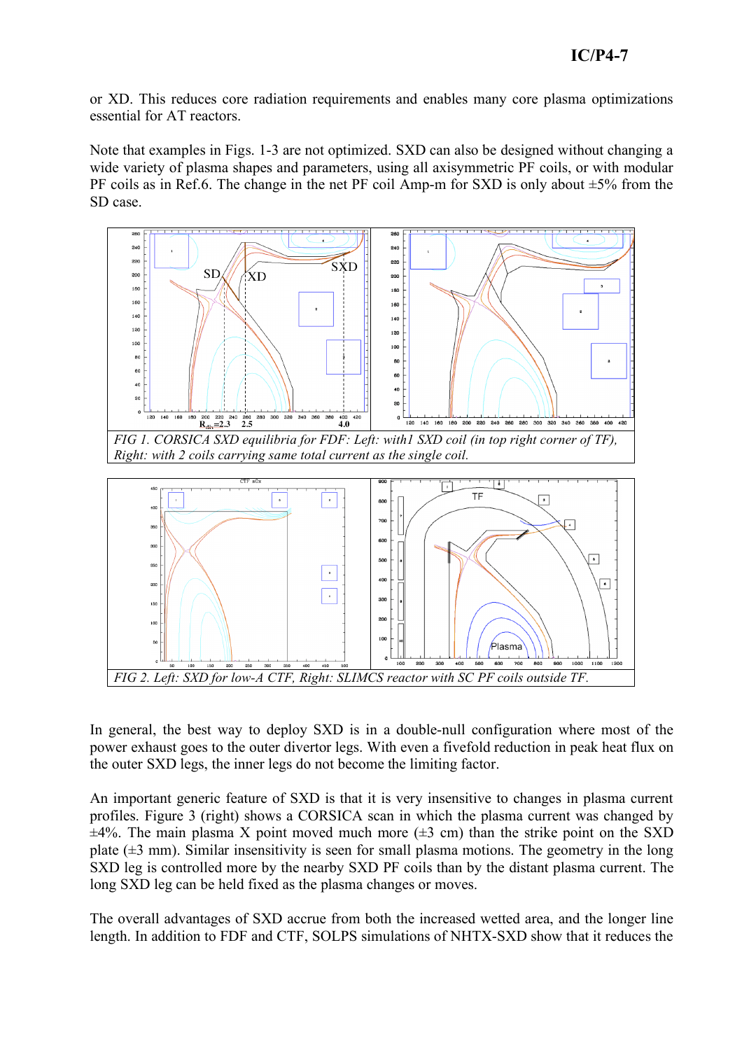or XD. This reduces core radiation requirements and enables many core plasma optimizations essential for AT reactors.

Note that examples in Figs. 1-3 are not optimized. SXD can also be designed without changing a wide variety of plasma shapes and parameters, using all axisymmetric PF coils, or with modular PF coils as in Ref.6. The change in the net PF coil Amp-m for SXD is only about ±5% from the SD case.

*FIG 1. CORSICA SXD equilibria for FDF: Left: with1 SXD coil (in top right corner of TF), Right: with 2 coils carrying same total current as the single coil.*

*FIG 2. Left: SXD for low-A CTF, Right: SLIMCS reactor with SC PF coils outside TF.*

In general, the best way to deploy SXD is in a double-null configuration where most of the power exhaust goes to the outer divertor legs. With even a fivefold reduction in peak heat flux on the outer SXD legs, the inner legs do not become the limiting factor.

An important generic feature of SXD is that it is very insensitive to changes in plasma current profiles. Figure 3 (right) shows a CORSICA scan in which the plasma current was changed by ±4%. The main plasma X point moved much more (±3 cm) than the strike point on the SXD plate (±3 mm). Similar insensitivity is seen for small plasma motions. The geometry in the long SXD leg is controlled more by the nearby SXD PF coils than by the distant plasma current. The long SXD leg can be held fixed as the plasma changes or moves.

The overall advantages of SXD accrue from both the increased wetted area, and the longer line length. In addition to FDF and CTF, SOLPS simulations of NHTX-SXD show that it reduces the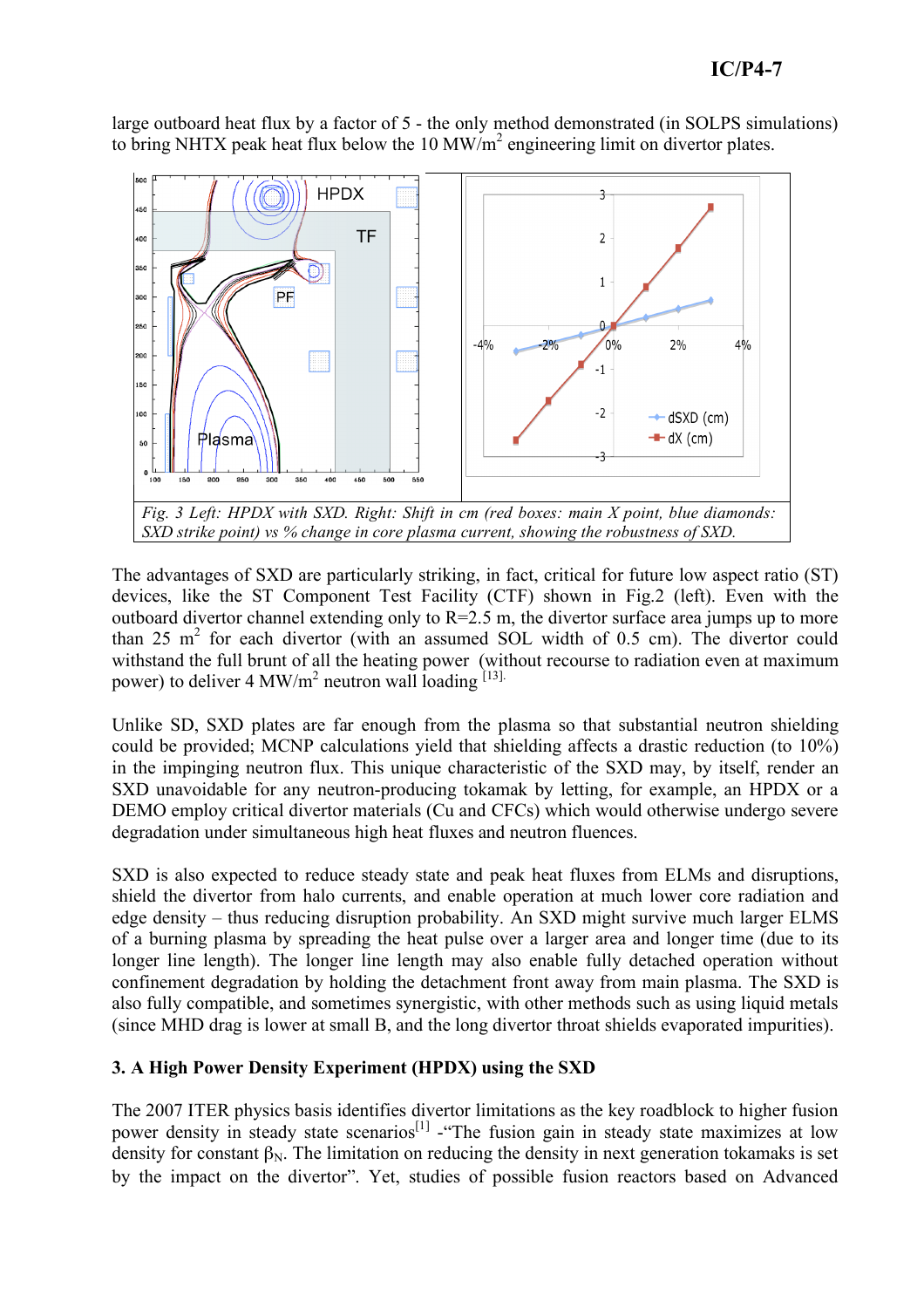large outboard heat flux by a factor of 5 - the only method demonstrated (in SOLPS simulations) to bring NHTX peak heat flux below the 10 $MW/m^2$ engineering limit on divertor plates.

*Fig. 3 Left: HPDX with SXD. Right: Shift in cm (red boxes: main X point, blue diamonds: SXD strike point) vs % change in core plasma current, showing the robustness of SXD.*

The advantages of SXD are particularly striking, in fact, critical for future low aspect ratio (ST) devices, like the ST Component Test Facility (CTF) shown in Fig.2 (left). Even with the outboard divertor channel extending only to R=2.5 m, the divertor surface area jumps up to more than 25 $m^2$ for each divertor (with an assumed SOL width of 0.5 cm). The divertor could withstand the full brunt of all the heating power (without recourse to radiation even at maximum power) to deliver 4 $MW/m^2$ neutron wall loading [13].

Unlike SD, SXD plates are far enough from the plasma so that substantial neutron shielding could be provided; MCNP calculations yield that shielding affects a drastic reduction (to 10%) in the impinging neutron flux. This unique characteristic of the SXD may, by itself, render an SXD unavoidable for any neutron-producing tokamak by letting, for example, an HPDX or a DEMO employ critical divertor materials (Cu and CFCs) which would otherwise undergo severe degradation under simultaneous high heat fluxes and neutron fluences.

SXD is also expected to reduce steady state and peak heat fluxes from ELMs and disruptions, shield the divertor from halo currents, and enable operation at much lower core radiation and edge density – thus reducing disruption probability. An SXD might survive much larger ELMS of a burning plasma by spreading the heat pulse over a larger area and longer time (due to its longer line length). The longer line length may also enable fully detached operation without confinement degradation by holding the detachment front away from main plasma. The SXD is also fully compatible, and sometimes synergistic, with other methods such as using liquid metals (since MHD drag is lower at small B, and the long divertor throat shields evaporated impurities).

## 3. A High Power Density Experiment (HPDX) using the SXD

The 2007 ITER physics basis identifies divertor limitations as the key roadblock to higher fusion power density in steady state scenarios[1] -"The fusion gain in steady state maximizes at low density for constant $\beta_N$. The limitation on reducing the density in next generation tokamaks is set by the impact on the divertor". Yet, studies of possible fusion reactors based on Advanced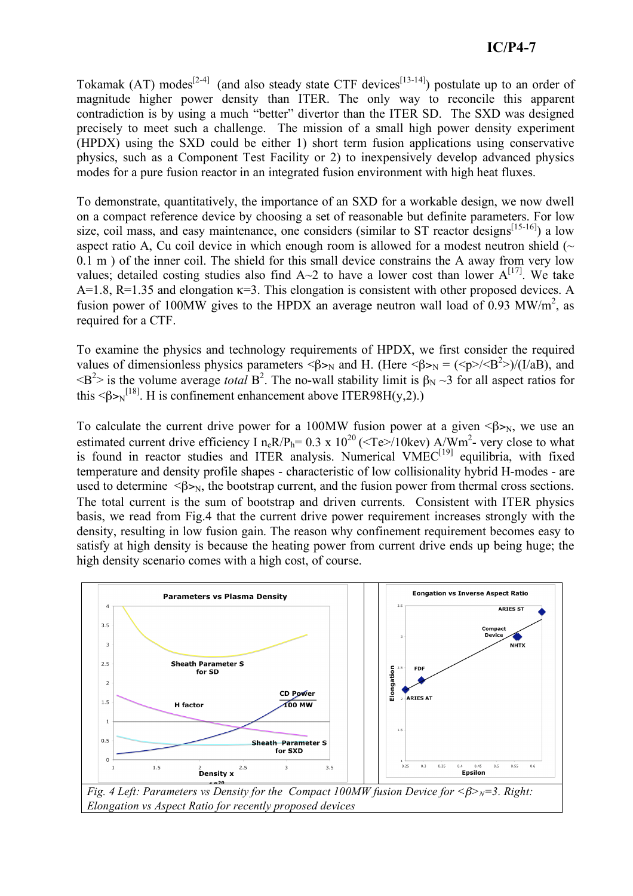Tokamak (AT) modes[2-4] (and also steady state CTF devices[13-14]) postulate up to an order of magnitude higher power density than ITER. The only way to reconcile this apparent contradiction is by using a much "better" divertor than the ITER SD. The SXD was designed precisely to meet such a challenge. The mission of a small high power density experiment (HPDX) using the SXD could be either 1) short term fusion applications using conservative physics, such as a Component Test Facility or 2) to inexpensively develop advanced physics modes for a pure fusion reactor in an integrated fusion environment with high heat fluxes.

To demonstrate, quantitatively, the importance of an SXD for a workable design, we now dwell on a compact reference device by choosing a set of reasonable but definite parameters. For low size, coil mass, and easy maintenance, one considers (similar to ST reactor designs[15-16]) a low aspect ratio A, Cu coil device in which enough room is allowed for a modest neutron shield (~ 0.1 m ) of the inner coil. The shield for this small device constrains the A away from very low values; detailed costing studies also find A~2 to have a lower cost than lower A[17]. We take A=1.8, R=1.35 and elongation $\kappa$=3. This elongation is consistent with other proposed devices. A fusion power of 100MW gives to the HPDX an average neutron wall load of 0.93 $MW/m^2$, as required for a CTF.

To examine the physics and technology requirements of HPDX, we first consider the required values of dimensionless physics parameters $<\beta>_N$ and H. (Here $<\beta>_N = (<p>/<B^2>)/(I/aB)$, and $<B^2>$ is the volume average *total* $B^2$. The no-wall stability limit is $\beta_N \sim 3$ for all aspect ratios for this $<\beta>_N$[18]. H is confinement enhancement above ITER98H(y,2).)

To calculate the current drive power for a 100MW fusion power at a given $<\beta>_N$, we use an estimated current drive efficiency $I\, n_e R/P_h = 0.3 \times 10^{20}\, (<Te>/10\text{kev})\ A/Wm^2$- very close to what is found in reactor studies and ITER analysis. Numerical VMEC[19] equilibria, with fixed temperature and density profile shapes - characteristic of low collisionality hybrid H-modes - are used to determine $<\beta>_N$, the bootstrap current, and the fusion power from thermal cross sections. The total current is the sum of bootstrap and driven currents. Consistent with ITER physics basis, we read from Fig.4 that the current drive power requirement increases strongly with the density, resulting in low fusion gain. The reason why confinement requirement becomes easy to satisfy at high density is because the heating power from current drive ends up being huge; the high density scenario comes with a high cost, of course.

*Fig. 4 Left: Parameters vs Density for the Compact 100MW fusion Device for $<\beta>_N$=3. Right: Elongation vs Aspect Ratio for recently proposed devices*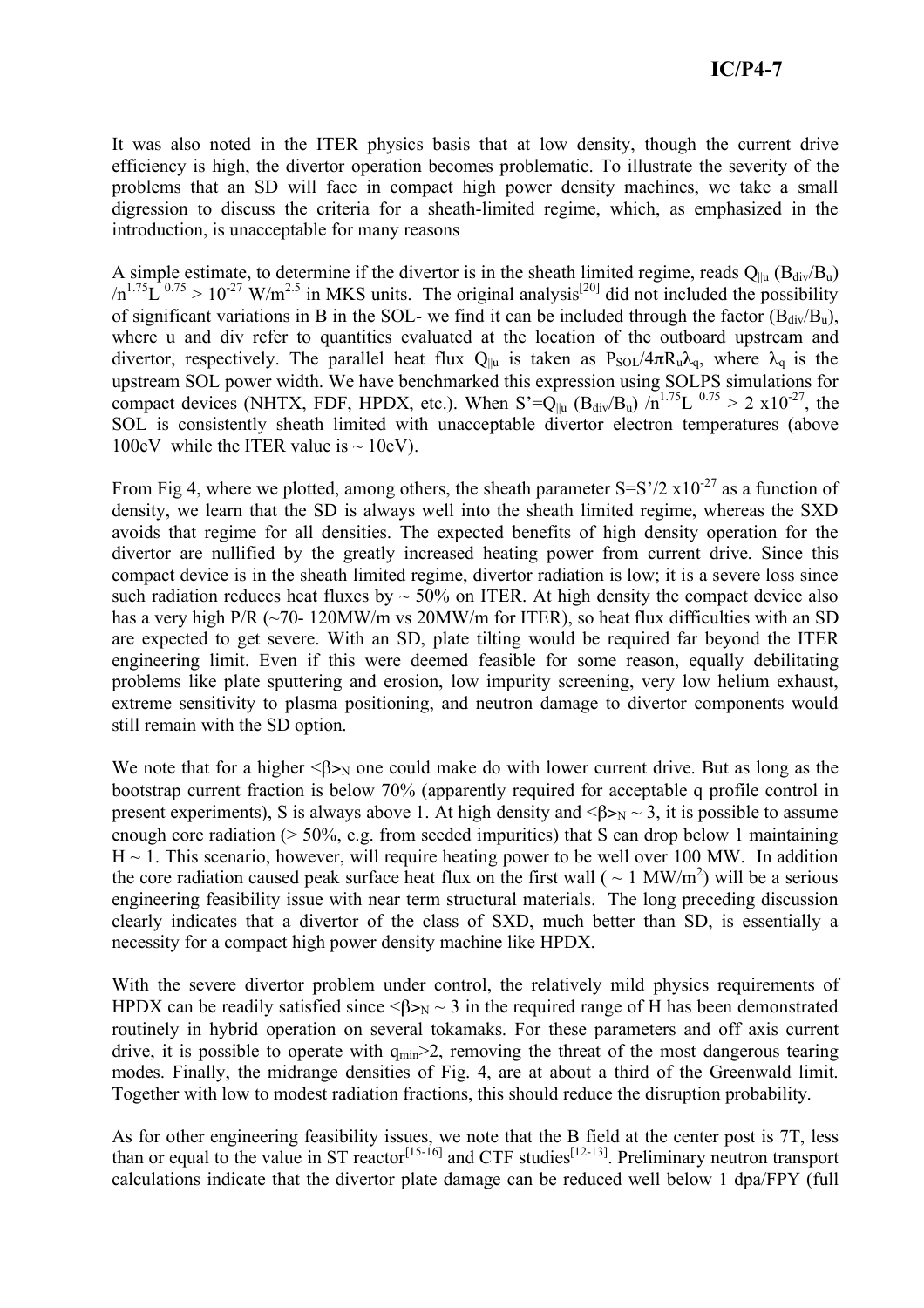It was also noted in the ITER physics basis that at low density, though the current drive efficiency is high, the divertor operation becomes problematic. To illustrate the severity of the problems that an SD will face in compact high power density machines, we take a small digression to discuss the criteria for a sheath-limited regime, which, as emphasized in the introduction, is unacceptable for many reasons

A simple estimate, to determine if the divertor is in the sheath limited regime, reads $Q_{||u}$ $(B_{div}/B_u)$ $/n^{1.75}L^{0.75} > 10^{-27}$ W/m$^{2.5}$ in MKS units. The original analysis[20] did not included the possibility of significant variations in B in the SOL- we find it can be included through the factor $(B_{div}/B_u)$, where u and div refer to quantities evaluated at the location of the outboard upstream and divertor, respectively. The parallel heat flux $Q_{||u}$ is taken as $P_{SOL}/4\pi R_u\lambda_q$, where $\lambda_q$ is the upstream SOL power width. We have benchmarked this expression using SOLPS simulations for compact devices (NHTX, FDF, HPDX, etc.). When $S'=Q_{||u}$ $(B_{div}/B_u)$ $/n^{1.75}L^{0.75} > 2$ x$10^{-27}$, the SOL is consistently sheath limited with unacceptable divertor electron temperatures (above 100eV while the ITER value is ~ 10eV).

From Fig 4, where we plotted, among others, the sheath parameter $S=S'/2$ x$10^{-27}$ as a function of density, we learn that the SD is always well into the sheath limited regime, whereas the SXD avoids that regime for all densities. The expected benefits of high density operation for the divertor are nullified by the greatly increased heating power from current drive. Since this compact device is in the sheath limited regime, divertor radiation is low; it is a severe loss since such radiation reduces heat fluxes by ~ 50% on ITER. At high density the compact device also has a very high P/R (~70- 120MW/m vs 20MW/m for ITER), so heat flux difficulties with an SD are expected to get severe. With an SD, plate tilting would be required far beyond the ITER engineering limit. Even if this were deemed feasible for some reason, equally debilitating problems like plate sputtering and erosion, low impurity screening, very low helium exhaust, extreme sensitivity to plasma positioning, and neutron damage to divertor components would still remain with the SD option.

We note that for a higher $<\beta>_N$ one could make do with lower current drive. But as long as the bootstrap current fraction is below 70% (apparently required for acceptable q profile control in present experiments), S is always above 1. At high density and $<\beta>_N \sim 3$, it is possible to assume enough core radiation (> 50%, e.g. from seeded impurities) that S can drop below 1 maintaining H ~ 1. This scenario, however, will require heating power to be well over 100 MW. In addition the core radiation caused peak surface heat flux on the first wall ( ~ 1 MW/m$^2$) will be a serious engineering feasibility issue with near term structural materials. The long preceding discussion clearly indicates that a divertor of the class of SXD, much better than SD, is essentially a necessity for a compact high power density machine like HPDX.

With the severe divertor problem under control, the relatively mild physics requirements of HPDX can be readily satisfied since $<\beta>_N \sim 3$ in the required range of H has been demonstrated routinely in hybrid operation on several tokamaks. For these parameters and off axis current drive, it is possible to operate with $q_{min}>2$, removing the threat of the most dangerous tearing modes. Finally, the midrange densities of Fig. 4, are at about a third of the Greenwald limit. Together with low to modest radiation fractions, this should reduce the disruption probability.

As for other engineering feasibility issues, we note that the B field at the center post is 7T, less than or equal to the value in ST reactor[15-16] and CTF studies[12-13]. Preliminary neutron transport calculations indicate that the divertor plate damage can be reduced well below 1 dpa/FPY (full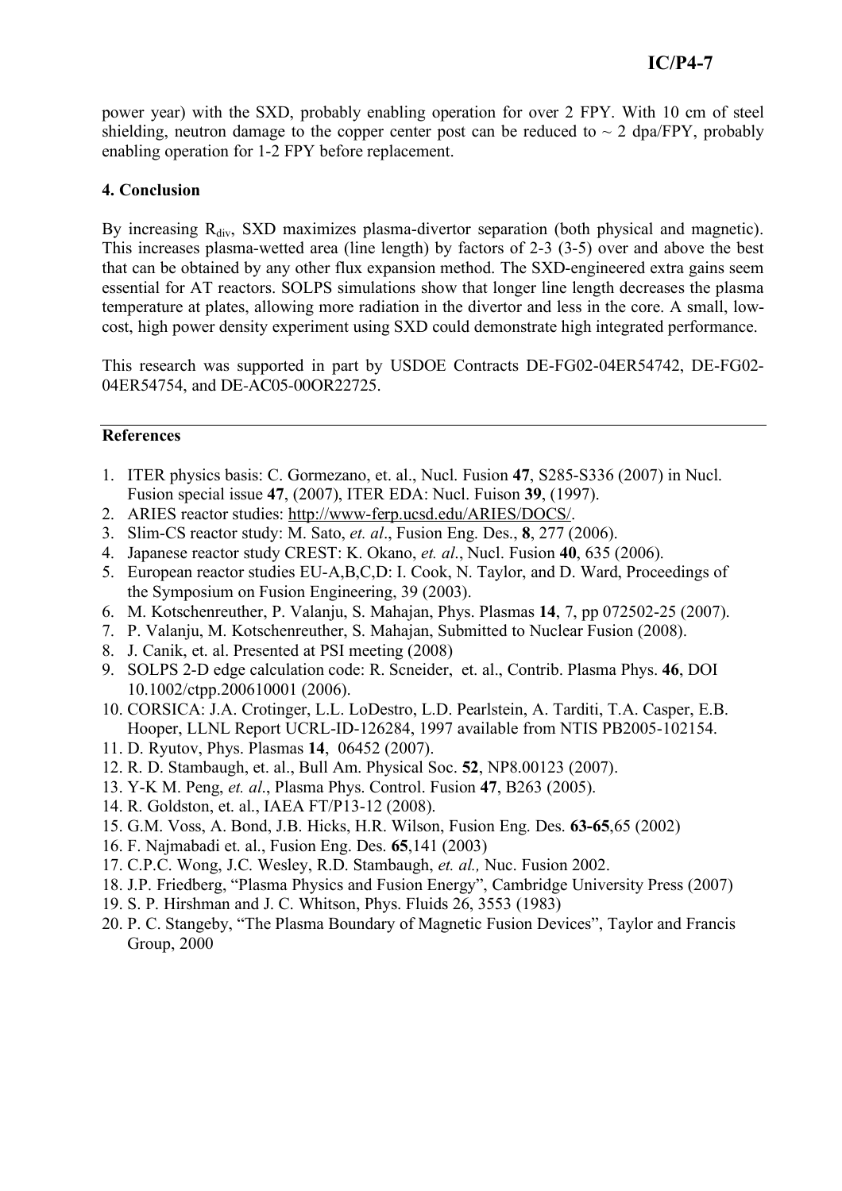power year) with the SXD, probably enabling operation for over 2 FPY. With 10 cm of steel shielding, neutron damage to the copper center post can be reduced to ~ 2 dpa/FPY, probably enabling operation for 1-2 FPY before replacement.

## 4. Conclusion

By increasing $R_{div}$, SXD maximizes plasma-divertor separation (both physical and magnetic). This increases plasma-wetted area (line length) by factors of 2-3 (3-5) over and above the best that can be obtained by any other flux expansion method. The SXD-engineered extra gains seem essential for AT reactors. SOLPS simulations show that longer line length decreases the plasma temperature at plates, allowing more radiation in the divertor and less in the core. A small, low-cost, high power density experiment using SXD could demonstrate high integrated performance.

This research was supported in part by USDOE Contracts DE-FG02-04ER54742, DE-FG02-04ER54754, and DE-AC05-00OR22725.

---

## References

1. ITER physics basis: C. Gormezano, et. al., Nucl. Fusion **47**, S285-S336 (2007) in Nucl. Fusion special issue **47**, (2007), ITER EDA: Nucl. Fuison **39**, (1997).
2. ARIES reactor studies: http://www-ferp.ucsd.edu/ARIES/DOCS/.
3. Slim-CS reactor study: M. Sato, *et. al*., Fusion Eng. Des., **8**, 277 (2006).
4. Japanese reactor study CREST: K. Okano, *et. al*., Nucl. Fusion **40**, 635 (2006).
5. European reactor studies EU-A,B,C,D: I. Cook, N. Taylor, and D. Ward, Proceedings of the Symposium on Fusion Engineering, 39 (2003).
6. M. Kotschenreuther, P. Valanju, S. Mahajan, Phys. Plasmas **14**, 7, pp 072502-25 (2007).
7. P. Valanju, M. Kotschenreuther, S. Mahajan, Submitted to Nuclear Fusion (2008).
8. J. Canik, et. al. Presented at PSI meeting (2008)
9. SOLPS 2-D edge calculation code: R. Scneider, et. al., Contrib. Plasma Phys. **46**, DOI 10.1002/ctpp.200610001 (2006).
10. CORSICA: J.A. Crotinger, L.L. LoDestro, L.D. Pearlstein, A. Tarditi, T.A. Casper, E.B. Hooper, LLNL Report UCRL-ID-126284, 1997 available from NTIS PB2005-102154.
11. D. Ryutov, Phys. Plasmas **14**, 06452 (2007).
12. R. D. Stambaugh, et. al., Bull Am. Physical Soc. **52**, NP8.00123 (2007).
13. Y-K M. Peng, *et. al*., Plasma Phys. Control. Fusion **47**, B263 (2005).
14. R. Goldston, et. al., IAEA FT/P13-12 (2008).
15. G.M. Voss, A. Bond, J.B. Hicks, H.R. Wilson, Fusion Eng. Des. **63-65**,65 (2002)
16. F. Najmabadi et. al., Fusion Eng. Des. **65**,141 (2003)
17. C.P.C. Wong, J.C. Wesley, R.D. Stambaugh, *et. al.,* Nuc. Fusion 2002.
18. J.P. Friedberg, "Plasma Physics and Fusion Energy", Cambridge University Press (2007)
19. S. P. Hirshman and J. C. Whitson, Phys. Fluids 26, 3553 (1983)
20. P. C. Stangeby, "The Plasma Boundary of Magnetic Fusion Devices", Taylor and Francis Group, 2000